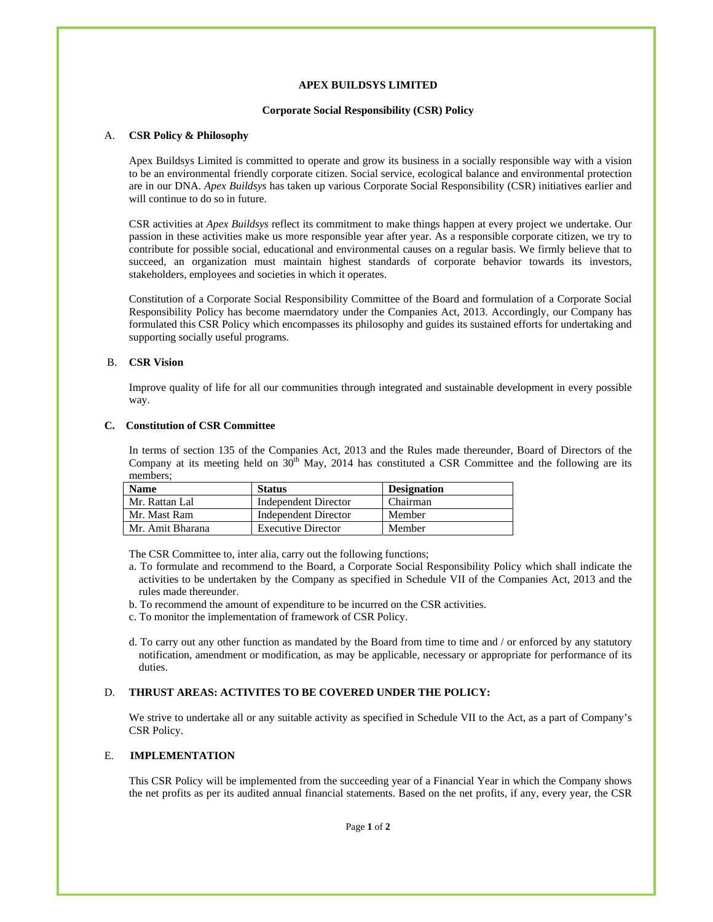# APEX BUILDSYS LIMITED

## Corporate Social Responsibility (CSR) Policy

### A. CSR Policy & Philosophy

Apex Buildsys Limited is committed to operate and grow its business in a socially responsible way with a vision to be an environmental friendly corporate citizen. Social service, ecological balance and environmental protection are in our DNA. *Apex Buildsys* has taken up various Corporate Social Responsibility (CSR) initiatives earlier and will continue to do so in future.

CSR activities at *Apex Buildsys* reflect its commitment to make things happen at every project we undertake. Our passion in these activities make us more responsible year after year. As a responsible corporate citizen, we try to contribute for possible social, educational and environmental causes on a regular basis. We firmly believe that to succeed, an organization must maintain highest standards of corporate behavior towards its investors, stakeholders, employees and societies in which it operates.

Constitution of a Corporate Social Responsibility Committee of the Board and formulation of a Corporate Social Responsibility Policy has become maerndatory under the Companies Act, 2013. Accordingly, our Company has formulated this CSR Policy which encompasses its philosophy and guides its sustained efforts for undertaking and supporting socially useful programs.

### B. CSR Vision

Improve quality of life for all our communities through integrated and sustainable development in every possible way.

### C. Constitution of CSR Committee

In terms of section 135 of the Companies Act, 2013 and the Rules made thereunder, Board of Directors of the Company at its meeting held on 30th May, 2014 has constituted a CSR Committee and the following are its members;

| Name | Status | Designation |
| --- | --- | --- |
| Mr. Rattan Lal | Independent Director | Chairman |
| Mr. Mast Ram | Independent Director | Member |
| Mr. Amit Bharana | Executive Director | Member |

The CSR Committee to, inter alia, carry out the following functions;

a. To formulate and recommend to the Board, a Corporate Social Responsibility Policy which shall indicate the activities to be undertaken by the Company as specified in Schedule VII of the Companies Act, 2013 and the rules made thereunder.

b. To recommend the amount of expenditure to be incurred on the CSR activities.

c. To monitor the implementation of framework of CSR Policy.

d. To carry out any other function as mandated by the Board from time to time and / or enforced by any statutory notification, amendment or modification, as may be applicable, necessary or appropriate for performance of its duties.

### D. THRUST AREAS: ACTIVITES TO BE COVERED UNDER THE POLICY:

We strive to undertake all or any suitable activity as specified in Schedule VII to the Act, as a part of Company's CSR Policy.

### E. IMPLEMENTATION

This CSR Policy will be implemented from the succeeding year of a Financial Year in which the Company shows the net profits as per its audited annual financial statements. Based on the net profits, if any, every year, the CSR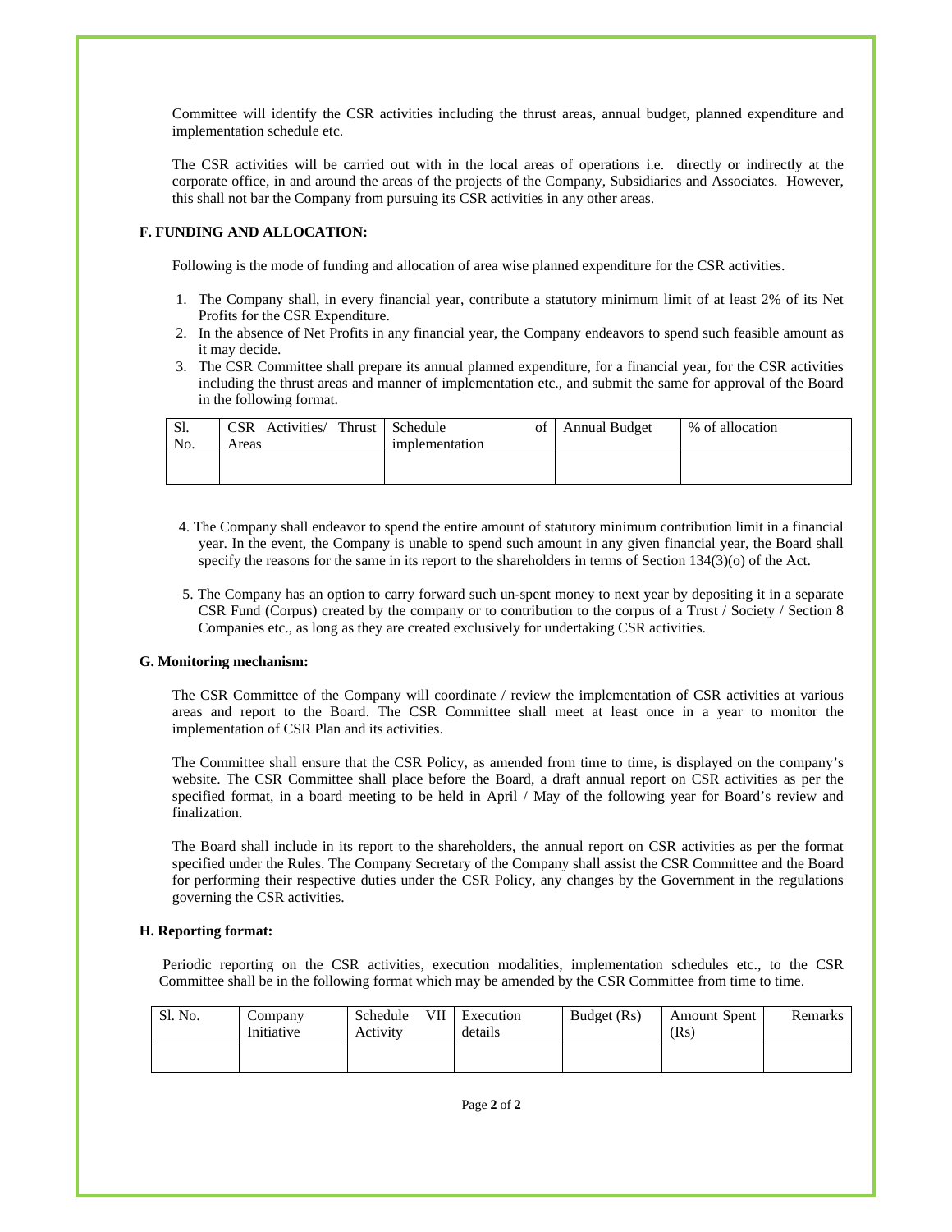Committee will identify the CSR activities including the thrust areas, annual budget, planned expenditure and implementation schedule etc.

The CSR activities will be carried out with in the local areas of operations i.e. directly or indirectly at the corporate office, in and around the areas of the projects of the Company, Subsidiaries and Associates. However, this shall not bar the Company from pursuing its CSR activities in any other areas.

**F. FUNDING AND ALLOCATION:**

Following is the mode of funding and allocation of area wise planned expenditure for the CSR activities.

1. The Company shall, in every financial year, contribute a statutory minimum limit of at least 2% of its Net Profits for the CSR Expenditure.
2. In the absence of Net Profits in any financial year, the Company endeavors to spend such feasible amount as it may decide.
3. The CSR Committee shall prepare its annual planned expenditure, for a financial year, for the CSR activities including the thrust areas and manner of implementation etc., and submit the same for approval of the Board in the following format.

| Sl. No. | CSR Activities/ Thrust Areas | Schedule of implementation | Annual Budget | % of allocation |
|---|---|---|---|---|
| | | | | |

4. The Company shall endeavor to spend the entire amount of statutory minimum contribution limit in a financial year. In the event, the Company is unable to spend such amount in any given financial year, the Board shall specify the reasons for the same in its report to the shareholders in terms of Section 134(3)(o) of the Act.

5. The Company has an option to carry forward such un-spent money to next year by depositing it in a separate CSR Fund (Corpus) created by the company or to contribution to the corpus of a Trust / Society / Section 8 Companies etc., as long as they are created exclusively for undertaking CSR activities.

**G. Monitoring mechanism:**

The CSR Committee of the Company will coordinate / review the implementation of CSR activities at various areas and report to the Board. The CSR Committee shall meet at least once in a year to monitor the implementation of CSR Plan and its activities.

The Committee shall ensure that the CSR Policy, as amended from time to time, is displayed on the company's website. The CSR Committee shall place before the Board, a draft annual report on CSR activities as per the specified format, in a board meeting to be held in April / May of the following year for Board's review and finalization.

The Board shall include in its report to the shareholders, the annual report on CSR activities as per the format specified under the Rules. The Company Secretary of the Company shall assist the CSR Committee and the Board for performing their respective duties under the CSR Policy, any changes by the Government in the regulations governing the CSR activities.

**H. Reporting format:**

Periodic reporting on the CSR activities, execution modalities, implementation schedules etc., to the CSR Committee shall be in the following format which may be amended by the CSR Committee from time to time.

| Sl. No. | Company Initiative | Schedule VII Activity | Execution details | Budget (Rs) | Amount Spent (Rs) | Remarks |
|---|---|---|---|---|---|---|
| | | | | | | |